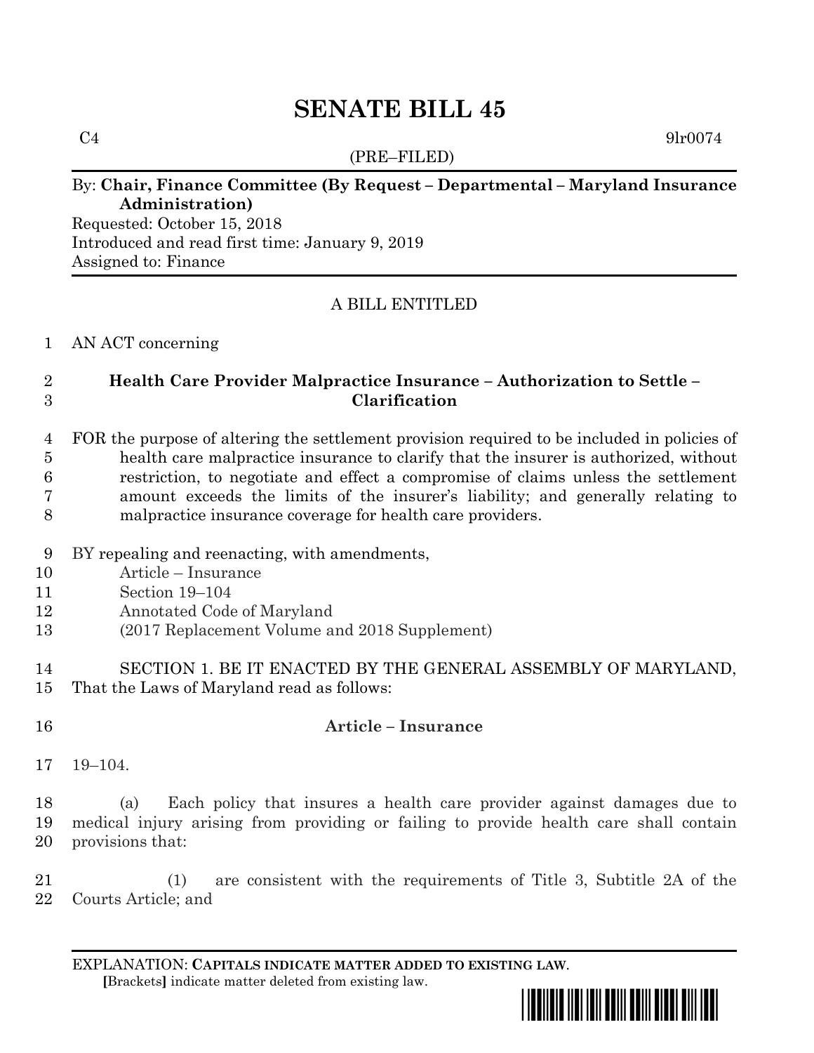# SENATE BILL 45

C4 9lr0074

(PRE–FILED)

By: **Chair, Finance Committee (By Request – Departmental – Maryland Insurance Administration)**

Requested: October 15, 2018

Introduced and read first time: January 9, 2019

Assigned to: Finance

A BILL ENTITLED

1 AN ACT concerning

2 **Health Care Provider Malpractice Insurance – Authorization to Settle –**
3 **Clarification**

4 FOR the purpose of altering the settlement provision required to be included in policies of
5 health care malpractice insurance to clarify that the insurer is authorized, without
6 restriction, to negotiate and effect a compromise of claims unless the settlement
7 amount exceeds the limits of the insurer's liability; and generally relating to
8 malpractice insurance coverage for health care providers.

9 BY repealing and reenacting, with amendments,
10 Article – Insurance
11 Section 19–104
12 Annotated Code of Maryland
13 (2017 Replacement Volume and 2018 Supplement)

14 SECTION 1. BE IT ENACTED BY THE GENERAL ASSEMBLY OF MARYLAND,
15 That the Laws of Maryland read as follows:

16 **Article – Insurance**

17 19–104.

18 (a) Each policy that insures a health care provider against damages due to
19 medical injury arising from providing or failing to provide health care shall contain
20 provisions that:

21 (1) are consistent with the requirements of Title 3, Subtitle 2A of the
22 Courts Article; and

EXPLANATION: **CAPITALS INDICATE MATTER ADDED TO EXISTING LAW**.
**[**Brackets**]** indicate matter deleted from existing law.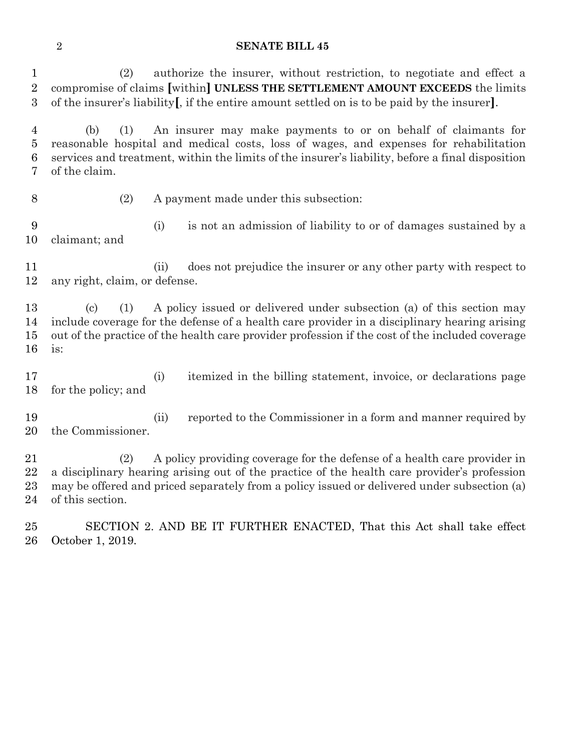(2) authorize the insurer, without restriction, to negotiate and effect a compromise of claims **[**within**]** **UNLESS THE SETTLEMENT AMOUNT EXCEEDS** the limits of the insurer's liability**[**, if the entire amount settled on is to be paid by the insurer**]**.

(b) (1) An insurer may make payments to or on behalf of claimants for reasonable hospital and medical costs, loss of wages, and expenses for rehabilitation services and treatment, within the limits of the insurer's liability, before a final disposition of the claim.

(2) A payment made under this subsection:

(i) is not an admission of liability to or of damages sustained by a claimant; and

(ii) does not prejudice the insurer or any other party with respect to any right, claim, or defense.

(c) (1) A policy issued or delivered under subsection (a) of this section may include coverage for the defense of a health care provider in a disciplinary hearing arising out of the practice of the health care provider profession if the cost of the included coverage is:

(i) itemized in the billing statement, invoice, or declarations page for the policy; and

(ii) reported to the Commissioner in a form and manner required by the Commissioner.

(2) A policy providing coverage for the defense of a health care provider in a disciplinary hearing arising out of the practice of the health care provider's profession may be offered and priced separately from a policy issued or delivered under subsection (a) of this section.

SECTION 2. AND BE IT FURTHER ENACTED, That this Act shall take effect October 1, 2019.